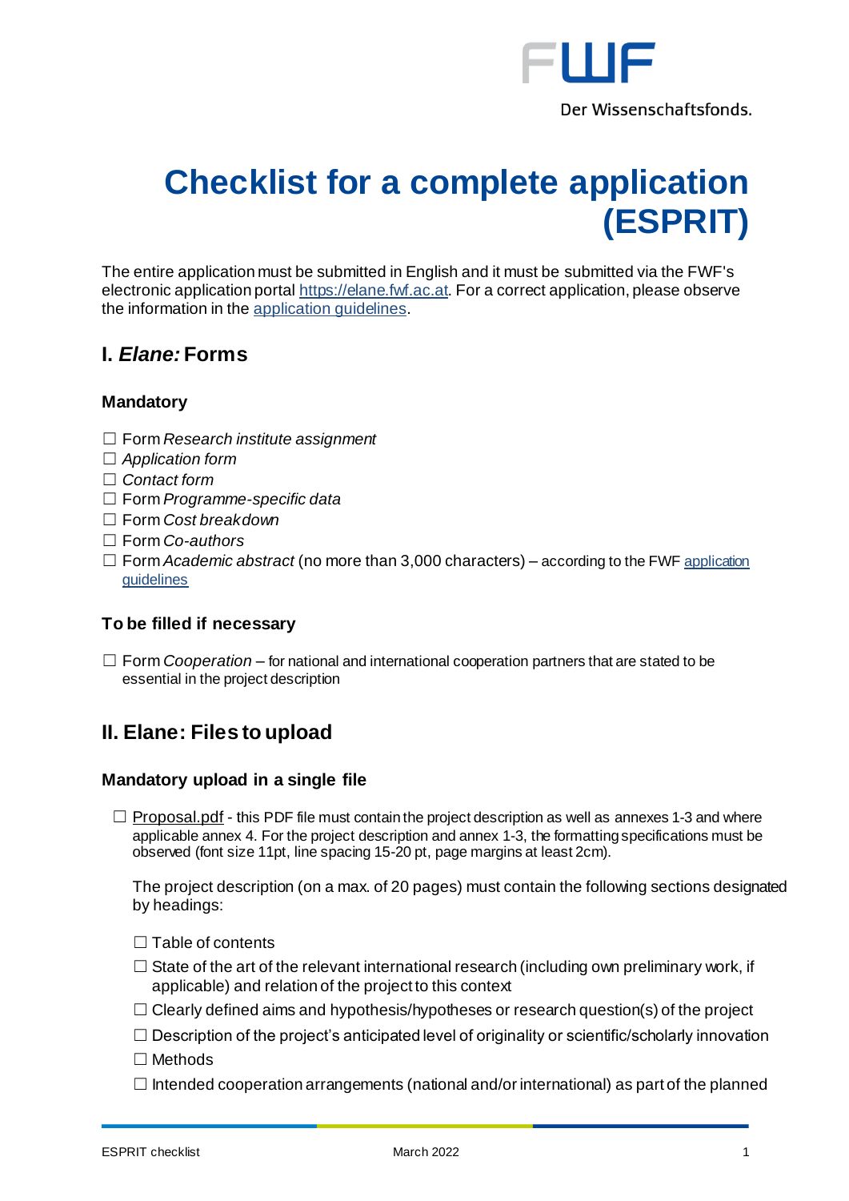# Checklist for a complete application (ESPRIT)

The entire application must be submitted in English and it must be submitted via the FWF's electronic application portal https://elane.fwf.ac.at. For a correct application, please observe the information in the application guidelines.

## I. *Elane:* Forms

### Mandatory

- ☐ Form *Research institute assignment*
- ☐ *Application form*
- ☐ *Contact form*
- ☐ Form *Programme-specific data*
- ☐ Form *Cost breakdown*
- ☐ Form *Co-authors*
- ☐ Form *Academic abstract* (no more than 3,000 characters) – according to the FWF application guidelines

### To be filled if necessary

- ☐ Form *Cooperation* – for national and international cooperation partners that are stated to be essential in the project description

## II. Elane: Files to upload

### Mandatory upload in a single file

- ☐ Proposal.pdf - this PDF file must contain the project description as well as annexes 1-3 and where applicable annex 4. For the project description and annex 1-3, the formatting specifications must be observed (font size 11pt, line spacing 15-20 pt, page margins at least 2cm).

  The project description (on a max. of 20 pages) must contain the following sections designated by headings:

  - ☐ Table of contents
  - ☐ State of the art of the relevant international research (including own preliminary work, if applicable) and relation of the project to this context
  - ☐ Clearly defined aims and hypothesis/hypotheses or research question(s) of the project
  - ☐ Description of the project's anticipated level of originality or scientific/scholarly innovation
  - ☐ Methods
  - ☐ Intended cooperation arrangements (national and/or international) as part of the planned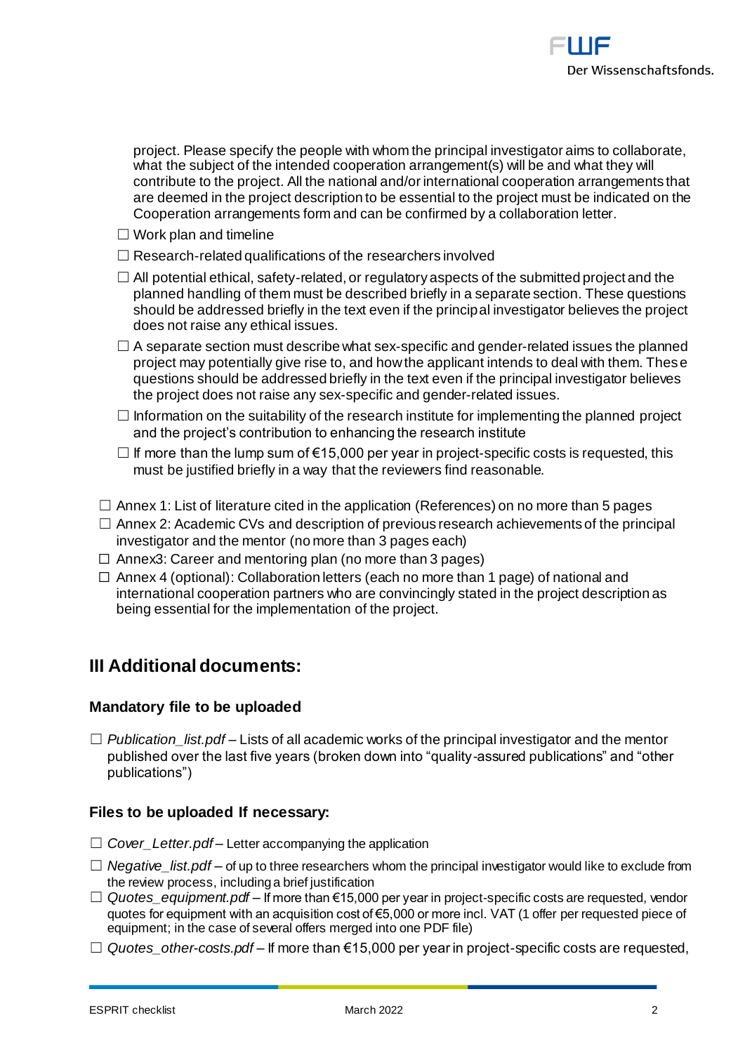project. Please specify the people with whom the principal investigator aims to collaborate, what the subject of the intended cooperation arrangement(s) will be and what they will contribute to the project. All the national and/or international cooperation arrangements that are deemed in the project description to be essential to the project must be indicated on the Cooperation arrangements form and can be confirmed by a collaboration letter.

- ☐ Work plan and timeline
- ☐ Research-related qualifications of the researchers involved
- ☐ All potential ethical, safety-related, or regulatory aspects of the submitted project and the planned handling of them must be described briefly in a separate section. These questions should be addressed briefly in the text even if the principal investigator believes the project does not raise any ethical issues.
- ☐ A separate section must describe what sex-specific and gender-related issues the planned project may potentially give rise to, and how the applicant intends to deal with them. These questions should be addressed briefly in the text even if the principal investigator believes the project does not raise any sex-specific and gender-related issues.
- ☐ Information on the suitability of the research institute for implementing the planned project and the project's contribution to enhancing the research institute
- ☐ If more than the lump sum of €15,000 per year in project-specific costs is requested, this must be justified briefly in a way that the reviewers find reasonable.

- ☐ Annex 1: List of literature cited in the application (References) on no more than 5 pages
- ☐ Annex 2: Academic CVs and description of previous research achievements of the principal investigator and the mentor (no more than 3 pages each)
- ☐ Annex3: Career and mentoring plan (no more than 3 pages)
- ☐ Annex 4 (optional): Collaboration letters (each no more than 1 page) of national and international cooperation partners who are convincingly stated in the project description as being essential for the implementation of the project.

## III Additional documents:

### Mandatory file to be uploaded

- ☐ *Publication_list.pdf* – Lists of all academic works of the principal investigator and the mentor published over the last five years (broken down into "quality-assured publications" and "other publications")

### Files to be uploaded If necessary:

- ☐ *Cover_Letter.pdf* – Letter accompanying the application
- ☐ *Negative_list.pdf* – of up to three researchers whom the principal investigator would like to exclude from the review process, including a brief justification
- ☐ *Quotes_equipment.pdf* – If more than €15,000 per year in project-specific costs are requested, vendor quotes for equipment with an acquisition cost of €5,000 or more incl. VAT (1 offer per requested piece of equipment; in the case of several offers merged into one PDF file)
- ☐ *Quotes_other-costs.pdf* – If more than €15,000 per year in project-specific costs are requested,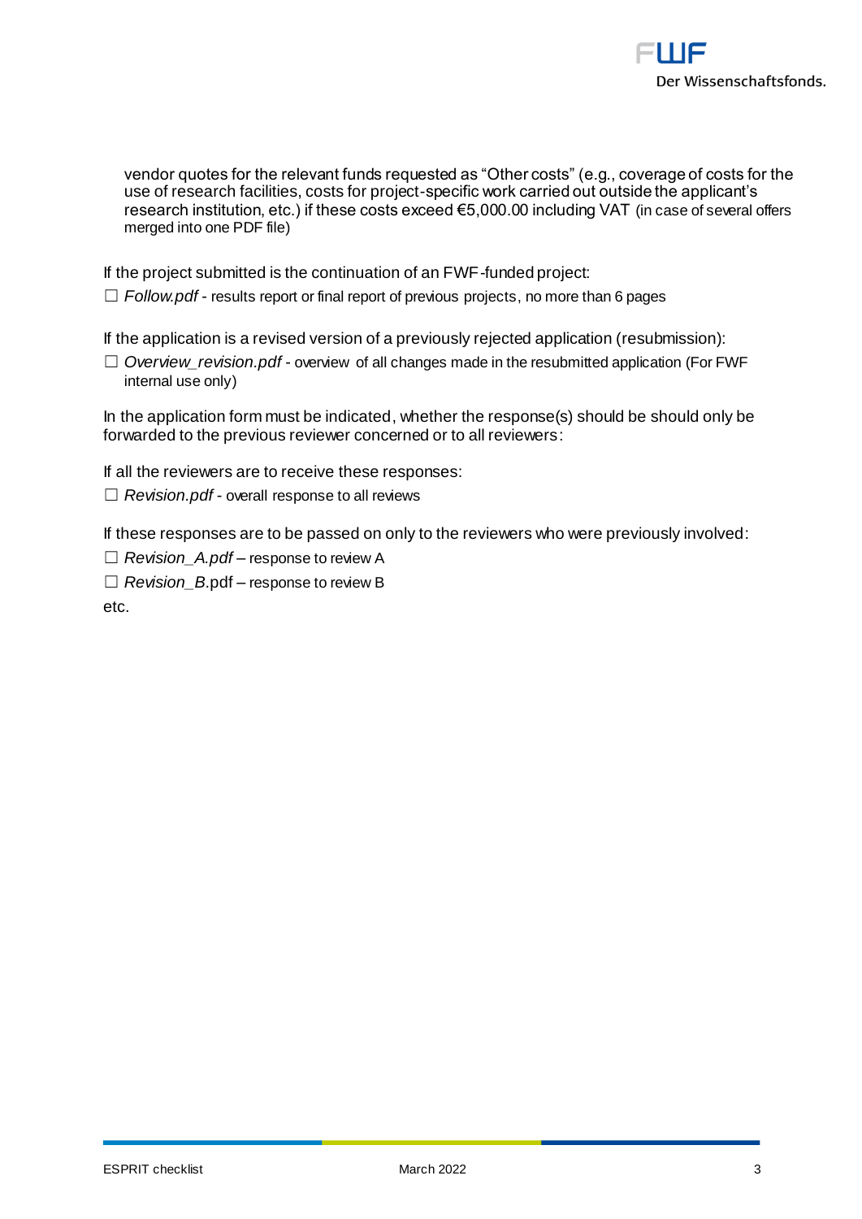vendor quotes for the relevant funds requested as "Other costs" (e.g., coverage of costs for the use of research facilities, costs for project-specific work carried out outside the applicant's research institution, etc.) if these costs exceed €5,000.00 including VAT (in case of several offers merged into one PDF file)

If the project submitted is the continuation of an FWF-funded project:

☐ *Follow.pdf* - results report or final report of previous projects, no more than 6 pages

If the application is a revised version of a previously rejected application (resubmission):

☐ *Overview_revision.pdf* - overview of all changes made in the resubmitted application (For FWF internal use only)

In the application form must be indicated, whether the response(s) should be should only be forwarded to the previous reviewer concerned or to all reviewers:

If all the reviewers are to receive these responses:

☐ *Revision.pdf* - overall response to all reviews

If these responses are to be passed on only to the reviewers who were previously involved:

☐ *Revision_A.pdf* – response to review A

☐ *Revision_B*.pdf – response to review B

etc.